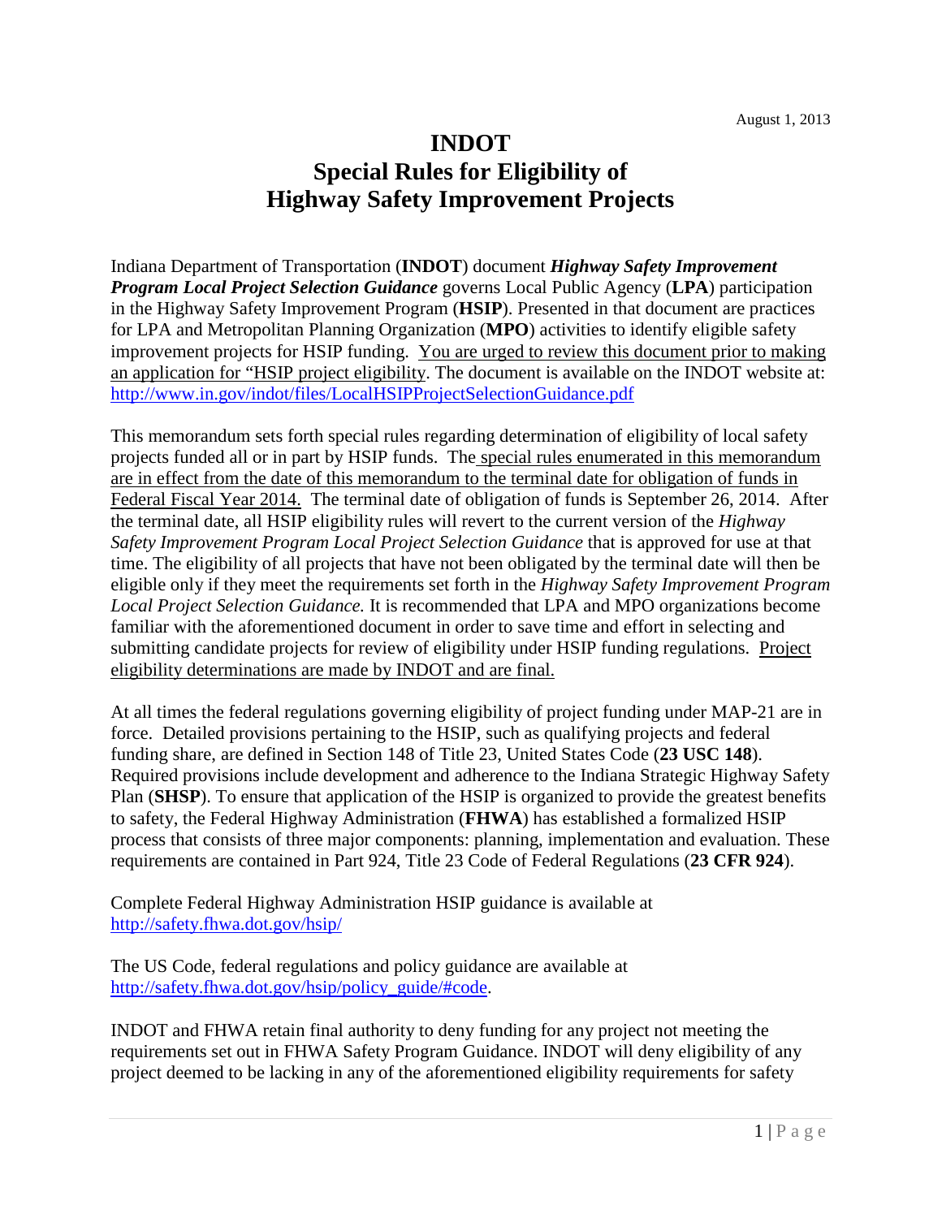August 1, 2013

# INDOT
# Special Rules for Eligibility of Highway Safety Improvement Projects

Indiana Department of Transportation (**INDOT**) document ***Highway Safety Improvement Program Local Project Selection Guidance*** governs Local Public Agency (**LPA**) participation in the Highway Safety Improvement Program (**HSIP**). Presented in that document are practices for LPA and Metropolitan Planning Organization (**MPO**) activities to identify eligible safety improvement projects for HSIP funding. You are urged to review this document prior to making an application for "HSIP project eligibility. The document is available on the INDOT website at: http://www.in.gov/indot/files/LocalHSIPProjectSelectionGuidance.pdf

This memorandum sets forth special rules regarding determination of eligibility of local safety projects funded all or in part by HSIP funds. The special rules enumerated in this memorandum are in effect from the date of this memorandum to the terminal date for obligation of funds in Federal Fiscal Year 2014. The terminal date of obligation of funds is September 26, 2014. After the terminal date, all HSIP eligibility rules will revert to the current version of the *Highway Safety Improvement Program Local Project Selection Guidance* that is approved for use at that time. The eligibility of all projects that have not been obligated by the terminal date will then be eligible only if they meet the requirements set forth in the *Highway Safety Improvement Program Local Project Selection Guidance.* It is recommended that LPA and MPO organizations become familiar with the aforementioned document in order to save time and effort in selecting and submitting candidate projects for review of eligibility under HSIP funding regulations. Project eligibility determinations are made by INDOT and are final.

At all times the federal regulations governing eligibility of project funding under MAP-21 are in force. Detailed provisions pertaining to the HSIP, such as qualifying projects and federal funding share, are defined in Section 148 of Title 23, United States Code (**23 USC 148**). Required provisions include development and adherence to the Indiana Strategic Highway Safety Plan (**SHSP**). To ensure that application of the HSIP is organized to provide the greatest benefits to safety, the Federal Highway Administration (**FHWA**) has established a formalized HSIP process that consists of three major components: planning, implementation and evaluation. These requirements are contained in Part 924, Title 23 Code of Federal Regulations (**23 CFR 924**).

Complete Federal Highway Administration HSIP guidance is available at http://safety.fhwa.dot.gov/hsip/

The US Code, federal regulations and policy guidance are available at http://safety.fhwa.dot.gov/hsip/policy_guide/#code.

INDOT and FHWA retain final authority to deny funding for any project not meeting the requirements set out in FHWA Safety Program Guidance. INDOT will deny eligibility of any project deemed to be lacking in any of the aforementioned eligibility requirements for safety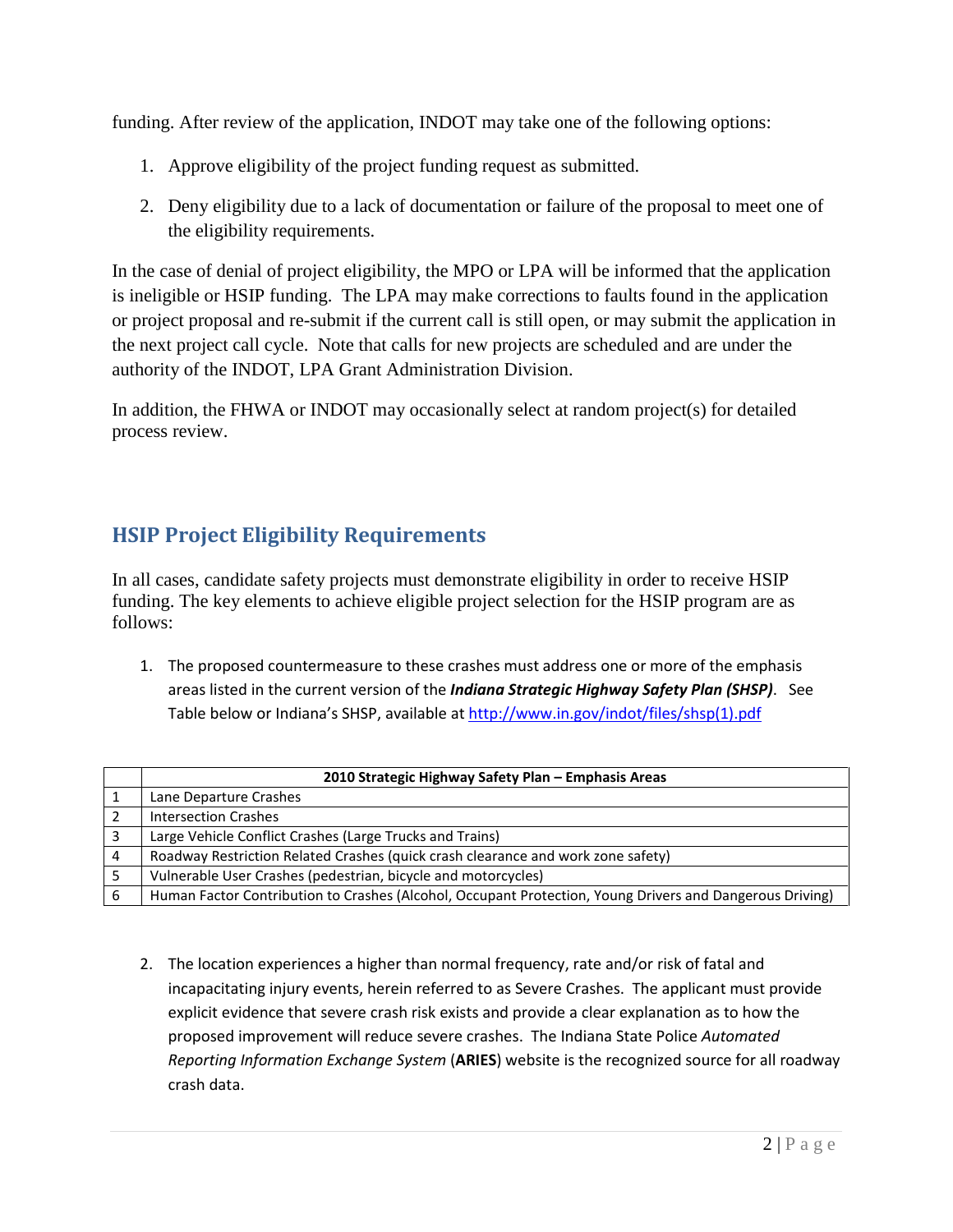funding. After review of the application, INDOT may take one of the following options:

1. Approve eligibility of the project funding request as submitted.
2. Deny eligibility due to a lack of documentation or failure of the proposal to meet one of the eligibility requirements.

In the case of denial of project eligibility, the MPO or LPA will be informed that the application is ineligible or HSIP funding. The LPA may make corrections to faults found in the application or project proposal and re-submit if the current call is still open, or may submit the application in the next project call cycle. Note that calls for new projects are scheduled and are under the authority of the INDOT, LPA Grant Administration Division.

In addition, the FHWA or INDOT may occasionally select at random project(s) for detailed process review.

## HSIP Project Eligibility Requirements

In all cases, candidate safety projects must demonstrate eligibility in order to receive HSIP funding. The key elements to achieve eligible project selection for the HSIP program are as follows:

1. The proposed countermeasure to these crashes must address one or more of the emphasis areas listed in the current version of the ***Indiana Strategic Highway Safety Plan (SHSP)***. See Table below or Indiana's SHSP, available at http://www.in.gov/indot/files/shsp(1).pdf

| | **2010 Strategic Highway Safety Plan – Emphasis Areas** |
|---|---|
| 1 | Lane Departure Crashes |
| 2 | Intersection Crashes |
| 3 | Large Vehicle Conflict Crashes (Large Trucks and Trains) |
| 4 | Roadway Restriction Related Crashes (quick crash clearance and work zone safety) |
| 5 | Vulnerable User Crashes (pedestrian, bicycle and motorcycles) |
| 6 | Human Factor Contribution to Crashes (Alcohol, Occupant Protection, Young Drivers and Dangerous Driving) |

2. The location experiences a higher than normal frequency, rate and/or risk of fatal and incapacitating injury events, herein referred to as Severe Crashes. The applicant must provide explicit evidence that severe crash risk exists and provide a clear explanation as to how the proposed improvement will reduce severe crashes. The Indiana State Police *Automated Reporting Information Exchange System* (**ARIES**) website is the recognized source for all roadway crash data.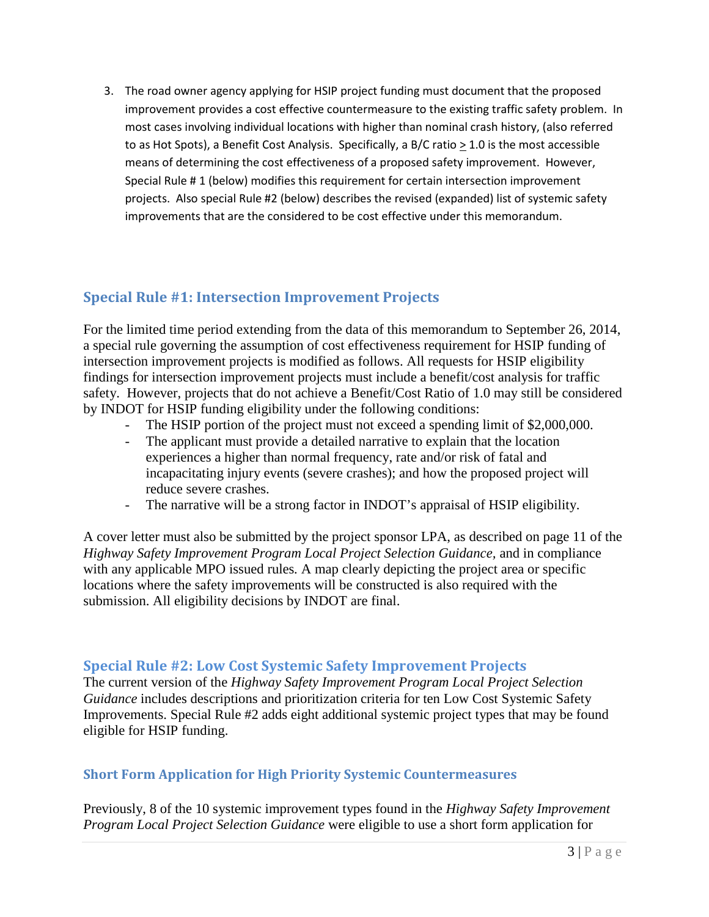3. The road owner agency applying for HSIP project funding must document that the proposed improvement provides a cost effective countermeasure to the existing traffic safety problem. In most cases involving individual locations with higher than nominal crash history, (also referred to as Hot Spots), a Benefit Cost Analysis. Specifically, a B/C ratio $\geq$ 1.0 is the most accessible means of determining the cost effectiveness of a proposed safety improvement. However, Special Rule # 1 (below) modifies this requirement for certain intersection improvement projects. Also special Rule #2 (below) describes the revised (expanded) list of systemic safety improvements that are the considered to be cost effective under this memorandum.

## Special Rule #1: Intersection Improvement Projects

For the limited time period extending from the data of this memorandum to September 26, 2014, a special rule governing the assumption of cost effectiveness requirement for HSIP funding of intersection improvement projects is modified as follows. All requests for HSIP eligibility findings for intersection improvement projects must include a benefit/cost analysis for traffic safety. However, projects that do not achieve a Benefit/Cost Ratio of 1.0 may still be considered by INDOT for HSIP funding eligibility under the following conditions:

- The HSIP portion of the project must not exceed a spending limit of $2,000,000.
- The applicant must provide a detailed narrative to explain that the location experiences a higher than normal frequency, rate and/or risk of fatal and incapacitating injury events (severe crashes); and how the proposed project will reduce severe crashes.
- The narrative will be a strong factor in INDOT's appraisal of HSIP eligibility.

A cover letter must also be submitted by the project sponsor LPA, as described on page 11 of the *Highway Safety Improvement Program Local Project Selection Guidance*, and in compliance with any applicable MPO issued rules. A map clearly depicting the project area or specific locations where the safety improvements will be constructed is also required with the submission. All eligibility decisions by INDOT are final.

## Special Rule #2: Low Cost Systemic Safety Improvement Projects

The current version of the *Highway Safety Improvement Program Local Project Selection Guidance* includes descriptions and prioritization criteria for ten Low Cost Systemic Safety Improvements. Special Rule #2 adds eight additional systemic project types that may be found eligible for HSIP funding.

### Short Form Application for High Priority Systemic Countermeasures

Previously, 8 of the 10 systemic improvement types found in the *Highway Safety Improvement Program Local Project Selection Guidance* were eligible to use a short form application for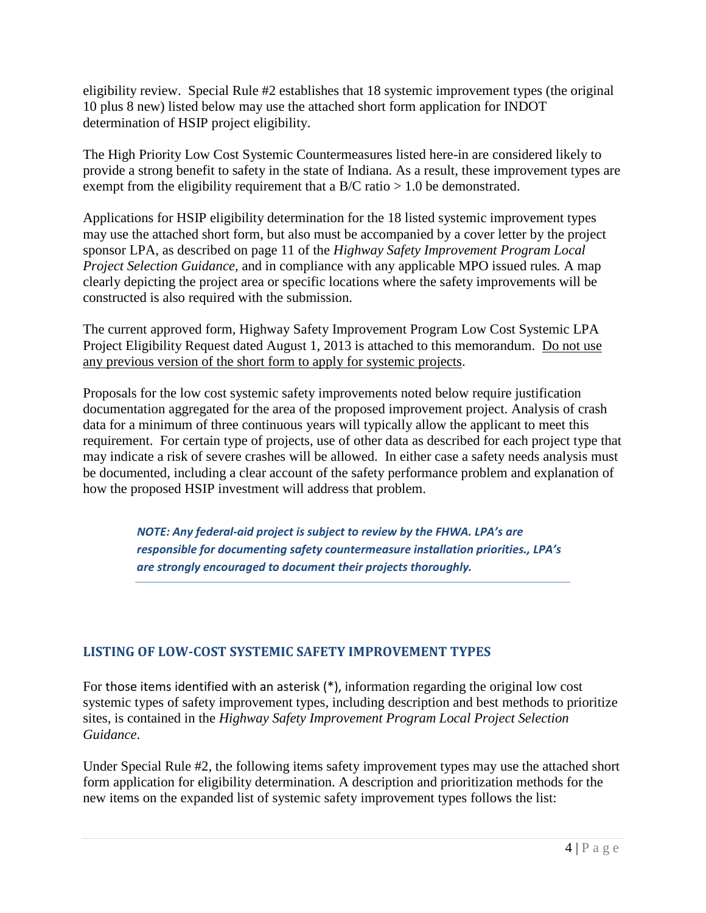eligibility review. Special Rule #2 establishes that 18 systemic improvement types (the original 10 plus 8 new) listed below may use the attached short form application for INDOT determination of HSIP project eligibility.

The High Priority Low Cost Systemic Countermeasures listed here-in are considered likely to provide a strong benefit to safety in the state of Indiana. As a result, these improvement types are exempt from the eligibility requirement that a B/C ratio > 1.0 be demonstrated.

Applications for HSIP eligibility determination for the 18 listed systemic improvement types may use the attached short form, but also must be accompanied by a cover letter by the project sponsor LPA, as described on page 11 of the *Highway Safety Improvement Program Local Project Selection Guidance*, and in compliance with any applicable MPO issued rules*.* A map clearly depicting the project area or specific locations where the safety improvements will be constructed is also required with the submission.

The current approved form, Highway Safety Improvement Program Low Cost Systemic LPA Project Eligibility Request dated August 1, 2013 is attached to this memorandum. <u>Do not use any previous version of the short form to apply for systemic projects</u>.

Proposals for the low cost systemic safety improvements noted below require justification documentation aggregated for the area of the proposed improvement project. Analysis of crash data for a minimum of three continuous years will typically allow the applicant to meet this requirement. For certain type of projects, use of other data as described for each project type that may indicate a risk of severe crashes will be allowed. In either case a safety needs analysis must be documented, including a clear account of the safety performance problem and explanation of how the proposed HSIP investment will address that problem.

> ***NOTE: Any federal-aid project is subject to review by the FHWA. LPA's are responsible for documenting safety countermeasure installation priorities., LPA's are strongly encouraged to document their projects thoroughly.***

## LISTING OF LOW-COST SYSTEMIC SAFETY IMPROVEMENT TYPES

For those items identified with an asterisk (*), information regarding the original low cost systemic types of safety improvement types, including description and best methods to prioritize sites, is contained in the *Highway Safety Improvement Program Local Project Selection Guidance*.

Under Special Rule #2, the following items safety improvement types may use the attached short form application for eligibility determination. A description and prioritization methods for the new items on the expanded list of systemic safety improvement types follows the list: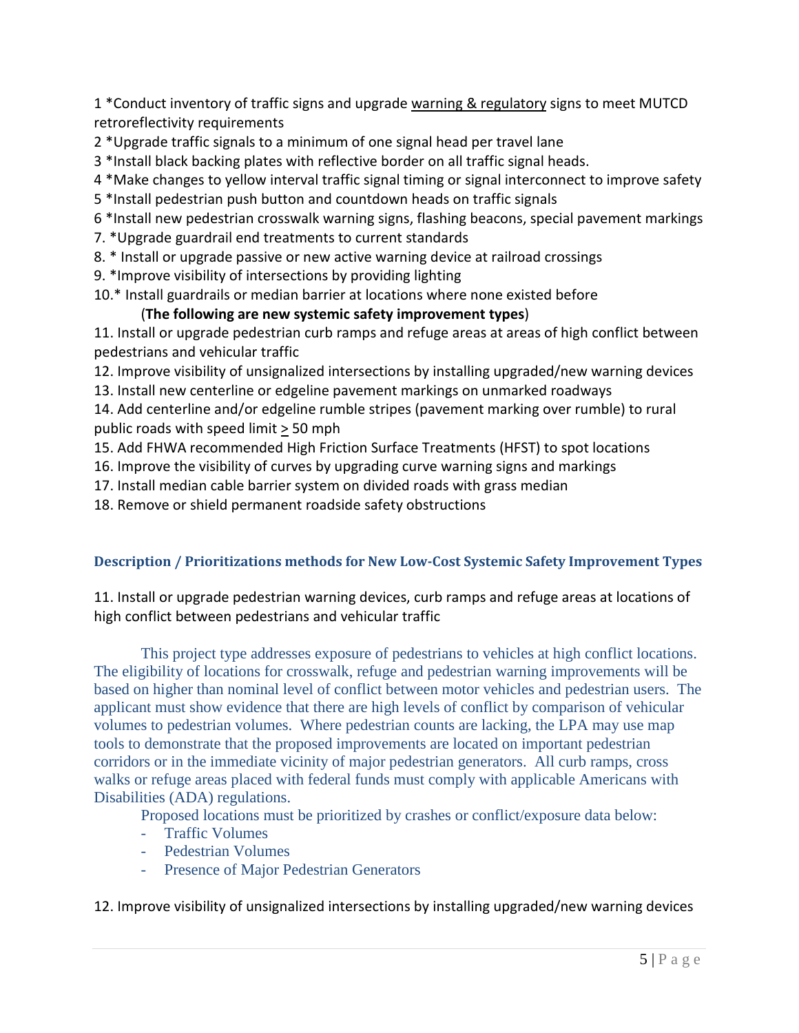1 *Conduct inventory of traffic signs and upgrade warning & regulatory signs to meet MUTCD retroreflectivity requirements

2 *Upgrade traffic signals to a minimum of one signal head per travel lane

3 *Install black backing plates with reflective border on all traffic signal heads.

4 *Make changes to yellow interval traffic signal timing or signal interconnect to improve safety

5 *Install pedestrian push button and countdown heads on traffic signals

6 *Install new pedestrian crosswalk warning signs, flashing beacons, special pavement markings

7. *Upgrade guardrail end treatments to current standards

8. * Install or upgrade passive or new active warning device at railroad crossings

9. *Improve visibility of intersections by providing lighting

10.* Install guardrails or median barrier at locations where none existed before

(**The following are new systemic safety improvement types**)

11. Install or upgrade pedestrian curb ramps and refuge areas at areas of high conflict between pedestrians and vehicular traffic

12. Improve visibility of unsignalized intersections by installing upgraded/new warning devices

13. Install new centerline or edgeline pavement markings on unmarked roadways

14. Add centerline and/or edgeline rumble stripes (pavement marking over rumble) to rural public roads with speed limit > 50 mph

15. Add FHWA recommended High Friction Surface Treatments (HFST) to spot locations

16. Improve the visibility of curves by upgrading curve warning signs and markings

17. Install median cable barrier system on divided roads with grass median

18. Remove or shield permanent roadside safety obstructions

### Description / Prioritizations methods for New Low-Cost Systemic Safety Improvement Types

11. Install or upgrade pedestrian warning devices, curb ramps and refuge areas at locations of high conflict between pedestrians and vehicular traffic

This project type addresses exposure of pedestrians to vehicles at high conflict locations. The eligibility of locations for crosswalk, refuge and pedestrian warning improvements will be based on higher than nominal level of conflict between motor vehicles and pedestrian users. The applicant must show evidence that there are high levels of conflict by comparison of vehicular volumes to pedestrian volumes. Where pedestrian counts are lacking, the LPA may use map tools to demonstrate that the proposed improvements are located on important pedestrian corridors or in the immediate vicinity of major pedestrian generators. All curb ramps, cross walks or refuge areas placed with federal funds must comply with applicable Americans with Disabilities (ADA) regulations.

Proposed locations must be prioritized by crashes or conflict/exposure data below:

- Traffic Volumes
- Pedestrian Volumes
- Presence of Major Pedestrian Generators

12. Improve visibility of unsignalized intersections by installing upgraded/new warning devices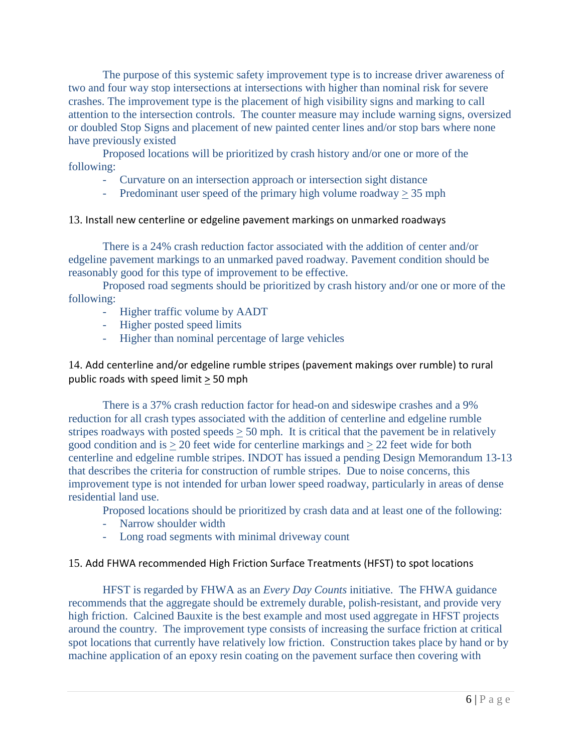The purpose of this systemic safety improvement type is to increase driver awareness of two and four way stop intersections at intersections with higher than nominal risk for severe crashes. The improvement type is the placement of high visibility signs and marking to call attention to the intersection controls. The counter measure may include warning signs, oversized or doubled Stop Signs and placement of new painted center lines and/or stop bars where none have previously existed

Proposed locations will be prioritized by crash history and/or one or more of the following:

- Curvature on an intersection approach or intersection sight distance
- Predominant user speed of the primary high volume roadway ≥ 35 mph

### 13. Install new centerline or edgeline pavement markings on unmarked roadways

There is a 24% crash reduction factor associated with the addition of center and/or edgeline pavement markings to an unmarked paved roadway. Pavement condition should be reasonably good for this type of improvement to be effective.

Proposed road segments should be prioritized by crash history and/or one or more of the following:

- Higher traffic volume by AADT
- Higher posted speed limits
- Higher than nominal percentage of large vehicles

### 14. Add centerline and/or edgeline rumble stripes (pavement makings over rumble) to rural public roads with speed limit ≥ 50 mph

There is a 37% crash reduction factor for head-on and sideswipe crashes and a 9% reduction for all crash types associated with the addition of centerline and edgeline rumble stripes roadways with posted speeds ≥ 50 mph. It is critical that the pavement be in relatively good condition and is ≥ 20 feet wide for centerline markings and ≥ 22 feet wide for both centerline and edgeline rumble stripes. INDOT has issued a pending Design Memorandum 13-13 that describes the criteria for construction of rumble stripes. Due to noise concerns, this improvement type is not intended for urban lower speed roadway, particularly in areas of dense residential land use.

Proposed locations should be prioritized by crash data and at least one of the following:

- Narrow shoulder width
- Long road segments with minimal driveway count

### 15. Add FHWA recommended High Friction Surface Treatments (HFST) to spot locations

HFST is regarded by FHWA as an *Every Day Counts* initiative. The FHWA guidance recommends that the aggregate should be extremely durable, polish-resistant, and provide very high friction. Calcined Bauxite is the best example and most used aggregate in HFST projects around the country. The improvement type consists of increasing the surface friction at critical spot locations that currently have relatively low friction. Construction takes place by hand or by machine application of an epoxy resin coating on the pavement surface then covering with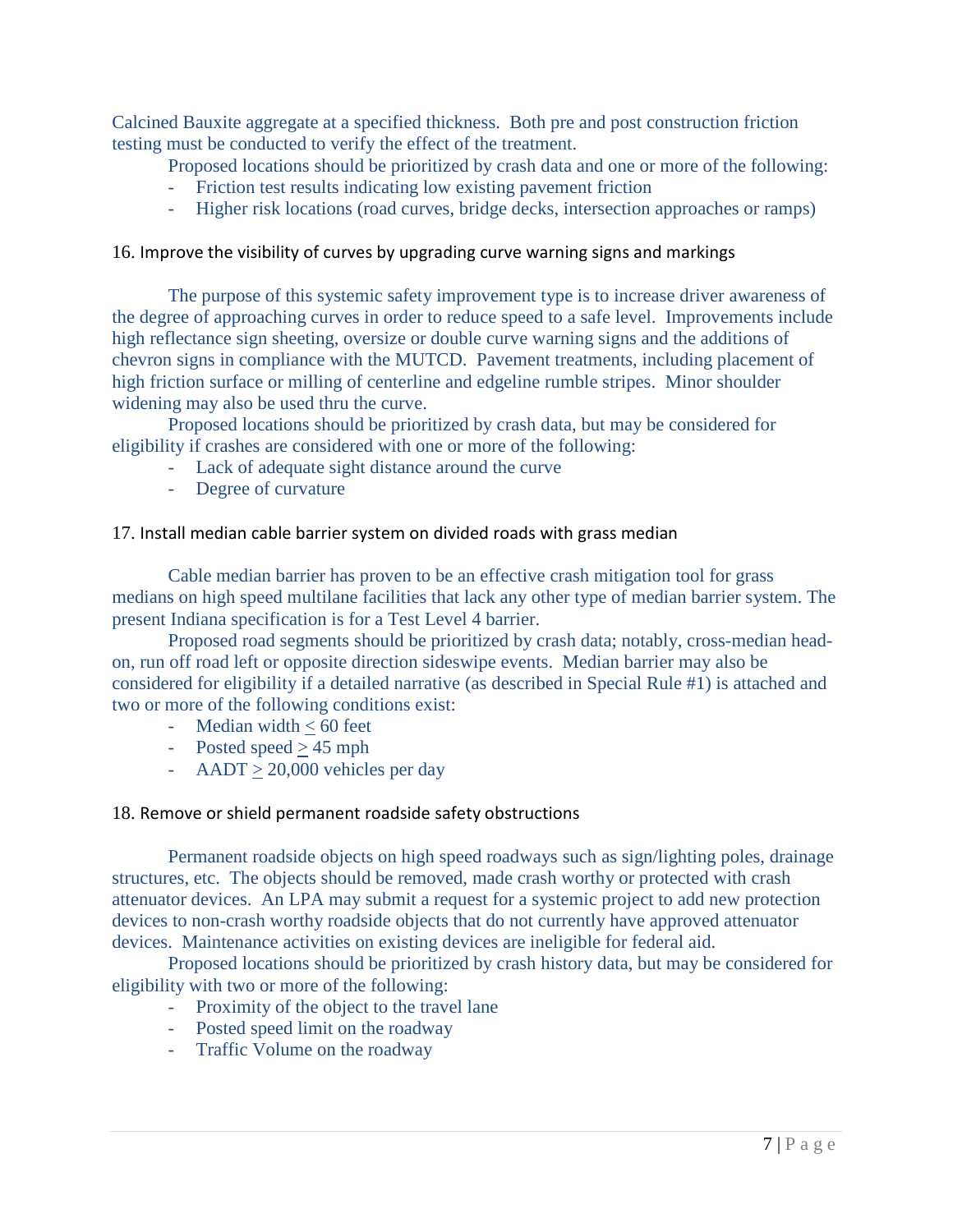Calcined Bauxite aggregate at a specified thickness. Both pre and post construction friction testing must be conducted to verify the effect of the treatment.

Proposed locations should be prioritized by crash data and one or more of the following:

- Friction test results indicating low existing pavement friction
- Higher risk locations (road curves, bridge decks, intersection approaches or ramps)

### 16. Improve the visibility of curves by upgrading curve warning signs and markings

The purpose of this systemic safety improvement type is to increase driver awareness of the degree of approaching curves in order to reduce speed to a safe level. Improvements include high reflectance sign sheeting, oversize or double curve warning signs and the additions of chevron signs in compliance with the MUTCD. Pavement treatments, including placement of high friction surface or milling of centerline and edgeline rumble stripes. Minor shoulder widening may also be used thru the curve.

Proposed locations should be prioritized by crash data, but may be considered for eligibility if crashes are considered with one or more of the following:

- Lack of adequate sight distance around the curve
- Degree of curvature

### 17. Install median cable barrier system on divided roads with grass median

Cable median barrier has proven to be an effective crash mitigation tool for grass medians on high speed multilane facilities that lack any other type of median barrier system. The present Indiana specification is for a Test Level 4 barrier.

Proposed road segments should be prioritized by crash data; notably, cross-median head-on, run off road left or opposite direction sideswipe events. Median barrier may also be considered for eligibility if a detailed narrative (as described in Special Rule #1) is attached and two or more of the following conditions exist:

- Median width ≤ 60 feet
- Posted speed ≥ 45 mph
- AADT ≥ 20,000 vehicles per day

### 18. Remove or shield permanent roadside safety obstructions

Permanent roadside objects on high speed roadways such as sign/lighting poles, drainage structures, etc. The objects should be removed, made crash worthy or protected with crash attenuator devices. An LPA may submit a request for a systemic project to add new protection devices to non-crash worthy roadside objects that do not currently have approved attenuator devices. Maintenance activities on existing devices are ineligible for federal aid.

Proposed locations should be prioritized by crash history data, but may be considered for eligibility with two or more of the following:

- Proximity of the object to the travel lane
- Posted speed limit on the roadway
- Traffic Volume on the roadway